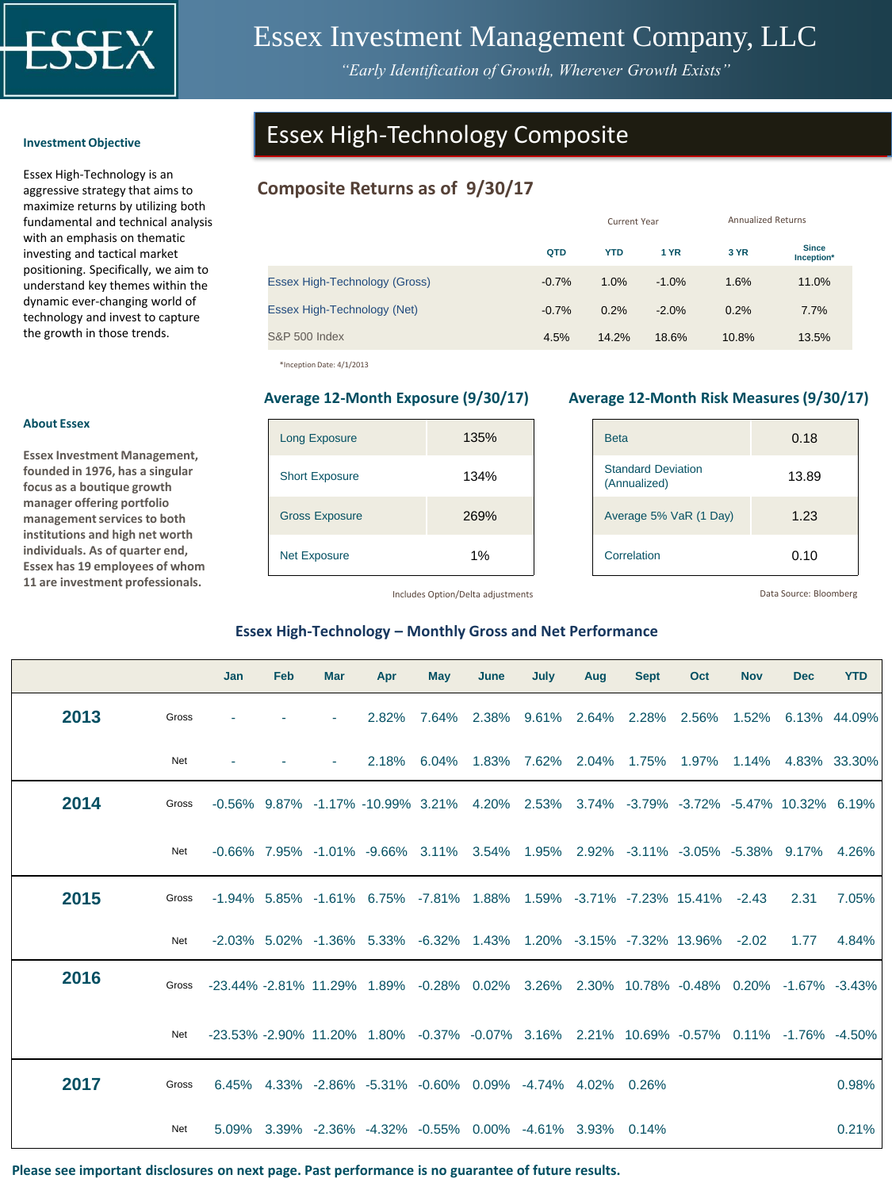# Essex Investment Management Company, LLC

*"Early Identification of Growth, Wherever Growth Exists"*

## Essex High-Technology Composite

### Investment Objective

Essex High-Technology is an aggressive strategy that aims to maximize returns by utilizing both fundamental and technical analysis with an emphasis on thematic investing and tactical market positioning. Specifically, we aim to understand key themes within the dynamic ever-changing world of technology and invest to capture the growth in those trends.

### About Essex

**Essex Investment Management, founded in 1976, has a singular focus as a boutique growth manager offering portfolio management services to both institutions and high net worth individuals. As of quarter end, Essex has 19 employees of whom 11 are investment professionals.**

### Composite Returns as of 9/30/17

| | Current Year | | Annualized Returns | | |
|---|---|---|---|---|---|
| | QTD | YTD | 1 YR | 3 YR | Since Inception* |
| Essex High-Technology (Gross) | -0.7% | 1.0% | -1.0% | 1.6% | 11.0% |
| Essex High-Technology (Net) | -0.7% | 0.2% | -2.0% | 0.2% | 7.7% |
| S&P 500 Index | 4.5% | 14.2% | 18.6% | 10.8% | 13.5% |

*Inception Date: 4/1/2013

### Average 12-Month Exposure (9/30/17)

| | |
|---|---|
| Long Exposure | 135% |
| Short Exposure | 134% |
| Gross Exposure | 269% |
| Net Exposure | 1% |

Includes Option/Delta adjustments

### Average 12-Month Risk Measures (9/30/17)

| | |
|---|---|
| Beta | 0.18 |
| Standard Deviation (Annualized) | 13.89 |
| Average 5% VaR (1 Day) | 1.23 |
| Correlation | 0.10 |

Data Source: Bloomberg

### Essex High-Technology – Monthly Gross and Net Performance

| | | Jan | Feb | Mar | Apr | May | June | July | Aug | Sept | Oct | Nov | Dec | YTD |
|---|---|---|---|---|---|---|---|---|---|---|---|---|---|---|
| **2013** | Gross | - | - | - | 2.82% | 7.64% | 2.38% | 9.61% | 2.64% | 2.28% | 2.56% | 1.52% | 6.13% | 44.09% |
| | Net | - | - | - | 2.18% | 6.04% | 1.83% | 7.62% | 2.04% | 1.75% | 1.97% | 1.14% | 4.83% | 33.30% |
| **2014** | Gross | -0.56% | 9.87% | -1.17% | -10.99% | 3.21% | 4.20% | 2.53% | 3.74% | -3.79% | -3.72% | -5.47% | 10.32% | 6.19% |
| | Net | -0.66% | 7.95% | -1.01% | -9.66% | 3.11% | 3.54% | 1.95% | 2.92% | -3.11% | -3.05% | -5.38% | 9.17% | 4.26% |
| **2015** | Gross | -1.94% | 5.85% | -1.61% | 6.75% | -7.81% | 1.88% | 1.59% | -3.71% | -7.23% | 15.41% | -2.43 | 2.31 | 7.05% |
| | Net | -2.03% | 5.02% | -1.36% | 5.33% | -6.32% | 1.43% | 1.20% | -3.15% | -7.32% | 13.96% | -2.02 | 1.77 | 4.84% |
| **2016** | Gross | -23.44% | -2.81% | 11.29% | 1.89% | -0.28% | 0.02% | 3.26% | 2.30% | 10.78% | -0.48% | 0.20% | -1.67% | -3.43% |
| | Net | -23.53% | -2.90% | 11.20% | 1.80% | -0.37% | -0.07% | 3.16% | 2.21% | 10.69% | -0.57% | 0.11% | -1.76% | -4.50% |
| **2017** | Gross | 6.45% | 4.33% | -2.86% | -5.31% | -0.60% | 0.09% | -4.74% | 4.02% | 0.26% | | | | 0.98% |
| | Net | 5.09% | 3.39% | -2.36% | -4.32% | -0.55% | 0.00% | -4.61% | 3.93% | 0.14% | | | | 0.21% |

**Please see important disclosures on next page. Past performance is no guarantee of future results.**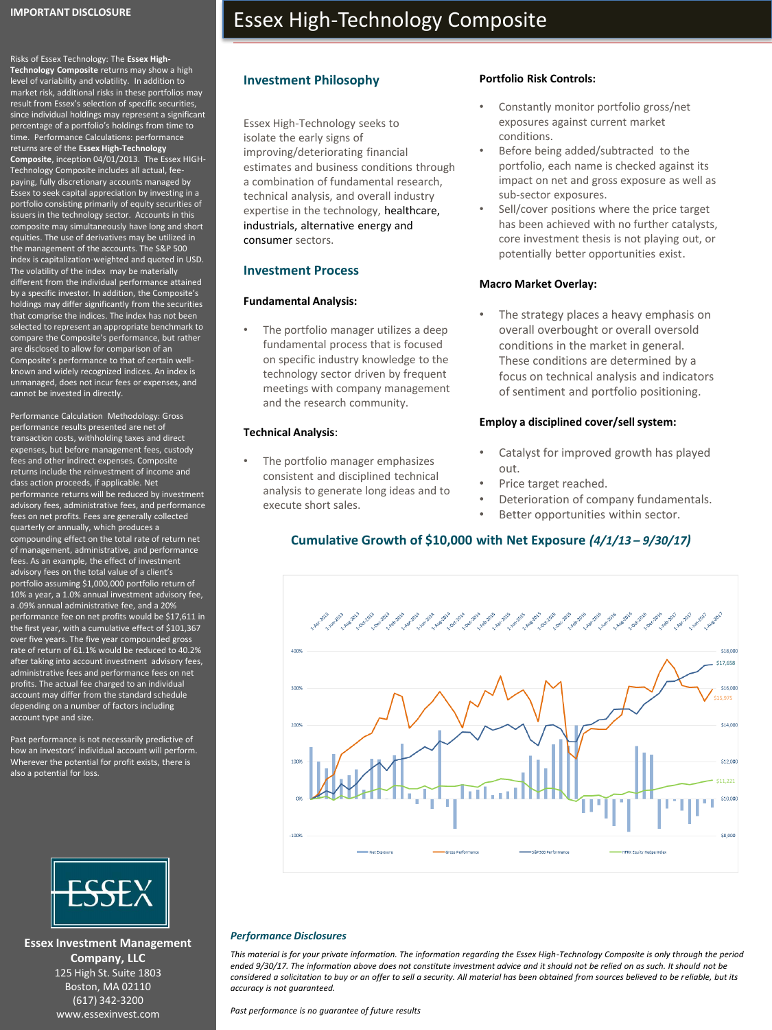# Essex High-Technology Composite

## IMPORTANT DISCLOSURE

Risks of Essex Technology: The **Essex High-Technology Composite** returns may show a high level of variability and volatility. In addition to market risk, additional risks in these portfolios may result from Essex's selection of specific securities, since individual holdings may represent a significant percentage of a portfolio's holdings from time to time. Performance Calculations: performance returns are of the **Essex High-Technology Composite**, inception 04/01/2013. The Essex HIGH-Technology Composite includes all actual, fee-paying, fully discretionary accounts managed by Essex to seek capital appreciation by investing in a portfolio consisting primarily of equity securities of issuers in the technology sector. Accounts in this composite may simultaneously have long and short equities. The use of derivatives may be utilized in the management of the accounts. The S&P 500 index is capitalization-weighted and quoted in USD. The volatility of the index may be materially different from the individual performance attained by a specific investor. In addition, the Composite's holdings may differ significantly from the securities that comprise the indices. The index has not been selected to represent an appropriate benchmark to compare the Composite's performance, but rather are disclosed to allow for comparison of an Composite's performance to that of certain well-known and widely recognized indices. An index is unmanaged, does not incur fees or expenses, and cannot be invested in directly.

Performance Calculation Methodology: Gross performance results presented are net of transaction costs, withholding taxes and direct expenses, but before management fees, custody fees and other indirect expenses. Composite returns include the reinvestment of income and class action proceeds, if applicable. Net performance returns will be reduced by investment advisory fees, administrative fees, and performance fees on net profits. Fees are generally collected quarterly or annually, which produces a compounding effect on the total rate of return net of management, administrative, and performance fees. As an example, the effect of investment advisory fees on the total value of a client's portfolio assuming $1,000,000 portfolio return of 10% a year, a 1.0% annual investment advisory fee, a .09% annual administrative fee, and a 20% performance fee on net profits would be $17,611 in the first year, with a cumulative effect of $101,367 over five years. The five year compounded gross rate of return of 61.1% would be reduced to 40.2% after taking into account investment advisory fees, administrative fees and performance fees on net profits. The actual fee charged to an individual account may differ from the standard schedule depending on a number of factors including account type and size.

Past performance is not necessarily predictive of how an investors' individual account will perform. Wherever the potential for profit exists, there is also a potential for loss.

**Essex Investment Management Company, LLC**
125 High St. Suite 1803
Boston, MA 02110
(617) 342-3200
www.essexinvest.com

## Investment Philosophy

Essex High-Technology seeks to isolate the early signs of improving/deteriorating financial estimates and business conditions through a combination of fundamental research, technical analysis, and overall industry expertise in the technology, healthcare, industrials, alternative energy and consumer sectors.

## Investment Process

### Fundamental Analysis:

- The portfolio manager utilizes a deep fundamental process that is focused on specific industry knowledge to the technology sector driven by frequent meetings with company management and the research community.

### Technical Analysis:

- The portfolio manager emphasizes consistent and disciplined technical analysis to generate long ideas and to execute short sales.

### Portfolio Risk Controls:

- Constantly monitor portfolio gross/net exposures against current market conditions.
- Before being added/subtracted to the portfolio, each name is checked against its impact on net and gross exposure as well as sub-sector exposures.
- Sell/cover positions where the price target has been achieved with no further catalysts, core investment thesis is not playing out, or potentially better opportunities exist.

### Macro Market Overlay:

- The strategy places a heavy emphasis on overall overbought or overall oversold conditions in the market in general. These conditions are determined by a focus on technical analysis and indicators of sentiment and portfolio positioning.

### Employ a disciplined cover/sell system:

- Catalyst for improved growth has played out.
- Price target reached.
- Deterioration of company fundamentals.
- Better opportunities within sector.

## Cumulative Growth of $10,000 with Net Exposure *(4/1/13 – 9/30/17)*

1-Apr-2013, 1-Jun-2013, 1-Aug-2013, 1-Oct-2013, 1-Dec-2013, 1-Feb-2014, 1-Apr-2014, 1-Jun-2014, 1-Aug-2014, 1-Oct-2014, 1-Dec-2014, 1-Feb-2015, 1-Apr-2015, 1-Jun-2015, 1-Aug-2015, 1-Oct-2015, 1-Dec-2015, 1-Feb-2016, 1-Apr-2016, 1-Jun-2016, 1-Aug-2016, 1-Oct-2016, 1-Dec-2016, 1-Feb-2017, 1-Apr-2017, 1-Jun-2017, 1-Aug-2017

400%, 300%, 200%, 100%, 0%, -100%

$18,000, $17,658, $16,000, $15,975, $14,000, $12,000, $11,221, $10,000, $8,000

Net Exposure, Gross Performance, S&P 500 Performance, HFRX Equity Hedge Index

### *Performance Disclosures*

*This material is for your private information. The information regarding the Essex High-Technology Composite is only through the period ended 9/30/17. The information above does not constitute investment advice and it should not be relied on as such. It should not be considered a solicitation to buy or an offer to sell a security. All material has been obtained from sources believed to be reliable, but its accuracy is not guaranteed.*

*Past performance is no guarantee of future results*